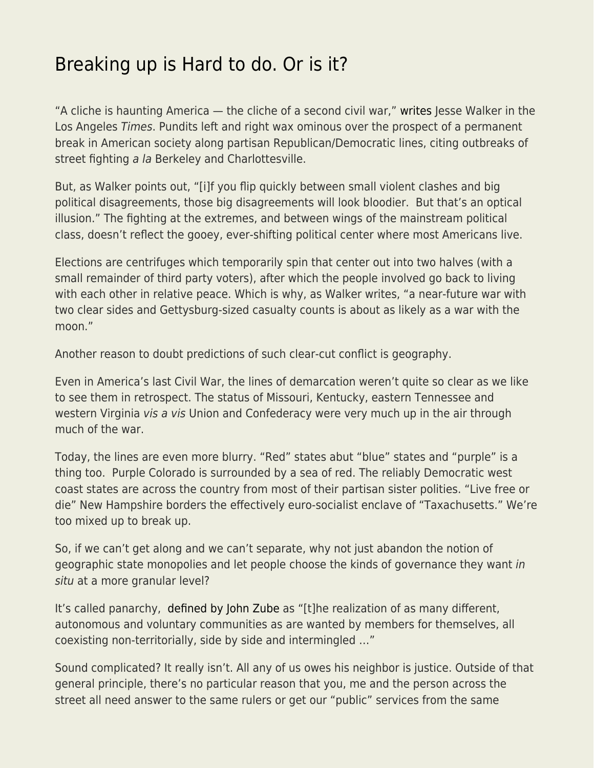# Breaking up is Hard to do. Or is it?

"A cliche is haunting America — the cliche of a second civil war," writes Jesse Walker in the Los Angeles *Times*. Pundits left and right wax ominous over the prospect of a permanent break in American society along partisan Republican/Democratic lines, citing outbreaks of street fighting *a la* Berkeley and Charlottesville.

But, as Walker points out, "[i]f you flip quickly between small violent clashes and big political disagreements, those big disagreements will look bloodier. But that's an optical illusion." The fighting at the extremes, and between wings of the mainstream political class, doesn't reflect the gooey, ever-shifting political center where most Americans live.

Elections are centrifuges which temporarily spin that center out into two halves (with a small remainder of third party voters), after which the people involved go back to living with each other in relative peace. Which is why, as Walker writes, "a near-future war with two clear sides and Gettysburg-sized casualty counts is about as likely as a war with the moon."

Another reason to doubt predictions of such clear-cut conflict is geography.

Even in America's last Civil War, the lines of demarcation weren't quite so clear as we like to see them in retrospect. The status of Missouri, Kentucky, eastern Tennessee and western Virginia *vis a vis* Union and Confederacy were very much up in the air through much of the war.

Today, the lines are even more blurry. "Red" states abut "blue" states and "purple" is a thing too. Purple Colorado is surrounded by a sea of red. The reliably Democratic west coast states are across the country from most of their partisan sister polities. "Live free or die" New Hampshire borders the effectively euro-socialist enclave of "Taxachusetts." We're too mixed up to break up.

So, if we can't get along and we can't separate, why not just abandon the notion of geographic state monopolies and let people choose the kinds of governance they want *in situ* at a more granular level?

It's called panarchy, defined by John Zube as "[t]he realization of as many different, autonomous and voluntary communities as are wanted by members for themselves, all coexisting non-territorially, side by side and intermingled …"

Sound complicated? It really isn't. All any of us owes his neighbor is justice. Outside of that general principle, there's no particular reason that you, me and the person across the street all need answer to the same rulers or get our "public" services from the same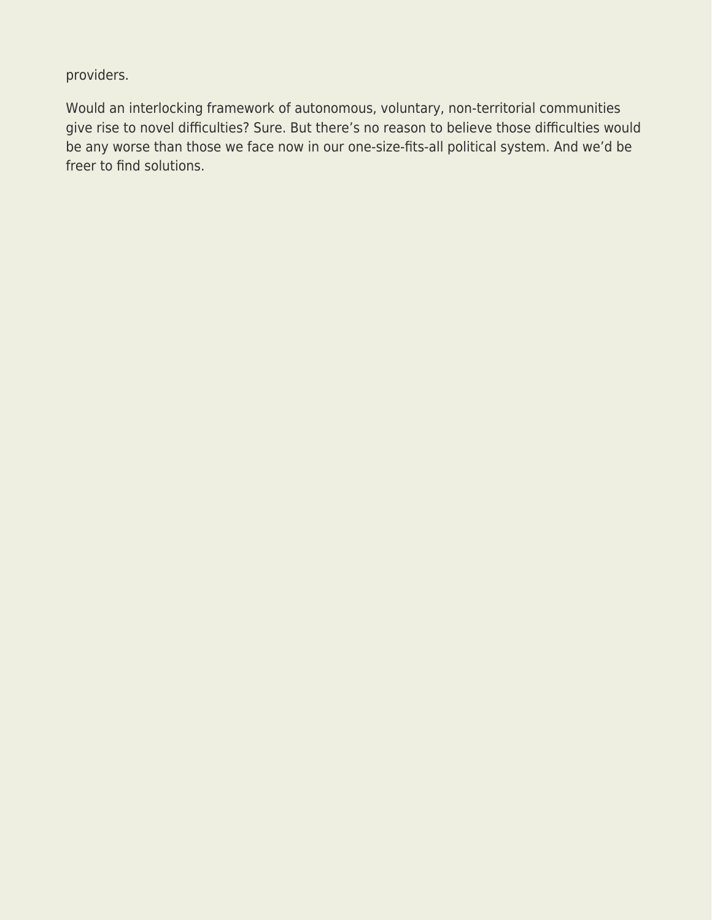providers.

Would an interlocking framework of autonomous, voluntary, non-territorial communities give rise to novel difficulties? Sure. But there's no reason to believe those difficulties would be any worse than those we face now in our one-size-fits-all political system. And we'd be freer to find solutions.